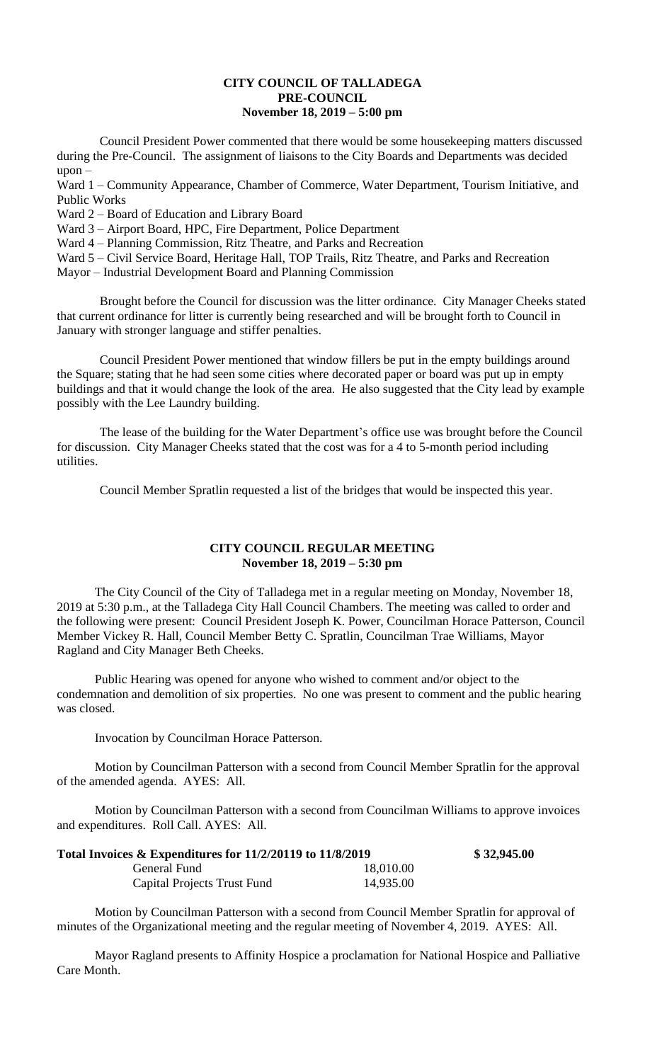**CITY COUNCIL OF TALLADEGA**
**PRE-COUNCIL**
**November 18, 2019 – 5:00 pm**

Council President Power commented that there would be some housekeeping matters discussed during the Pre-Council. The assignment of liaisons to the City Boards and Departments was decided upon –

Ward 1 – Community Appearance, Chamber of Commerce, Water Department, Tourism Initiative, and Public Works
Ward 2 – Board of Education and Library Board
Ward 3 – Airport Board, HPC, Fire Department, Police Department
Ward 4 – Planning Commission, Ritz Theatre, and Parks and Recreation
Ward 5 – Civil Service Board, Heritage Hall, TOP Trails, Ritz Theatre, and Parks and Recreation
Mayor – Industrial Development Board and Planning Commission

Brought before the Council for discussion was the litter ordinance. City Manager Cheeks stated that current ordinance for litter is currently being researched and will be brought forth to Council in January with stronger language and stiffer penalties.

Council President Power mentioned that window fillers be put in the empty buildings around the Square; stating that he had seen some cities where decorated paper or board was put up in empty buildings and that it would change the look of the area. He also suggested that the City lead by example possibly with the Lee Laundry building.

The lease of the building for the Water Department's office use was brought before the Council for discussion. City Manager Cheeks stated that the cost was for a 4 to 5-month period including utilities.

Council Member Spratlin requested a list of the bridges that would be inspected this year.

**CITY COUNCIL REGULAR MEETING**
**November 18, 2019 – 5:30 pm**

The City Council of the City of Talladega met in a regular meeting on Monday, November 18, 2019 at 5:30 p.m., at the Talladega City Hall Council Chambers. The meeting was called to order and the following were present: Council President Joseph K. Power, Councilman Horace Patterson, Council Member Vickey R. Hall, Council Member Betty C. Spratlin, Councilman Trae Williams, Mayor Ragland and City Manager Beth Cheeks.

Public Hearing was opened for anyone who wished to comment and/or object to the condemnation and demolition of six properties. No one was present to comment and the public hearing was closed.

Invocation by Councilman Horace Patterson.

Motion by Councilman Patterson with a second from Council Member Spratlin for the approval of the amended agenda. AYES: All.

Motion by Councilman Patterson with a second from Councilman Williams to approve invoices and expenditures. Roll Call. AYES: All.

| **Total Invoices & Expenditures for 11/2/20119 to 11/8/2019** | | **$ 32,945.00** |
|---|---|---|
| General Fund | 18,010.00 | |
| Capital Projects Trust Fund | 14,935.00 | |

Motion by Councilman Patterson with a second from Council Member Spratlin for approval of minutes of the Organizational meeting and the regular meeting of November 4, 2019. AYES: All.

Mayor Ragland presents to Affinity Hospice a proclamation for National Hospice and Palliative Care Month.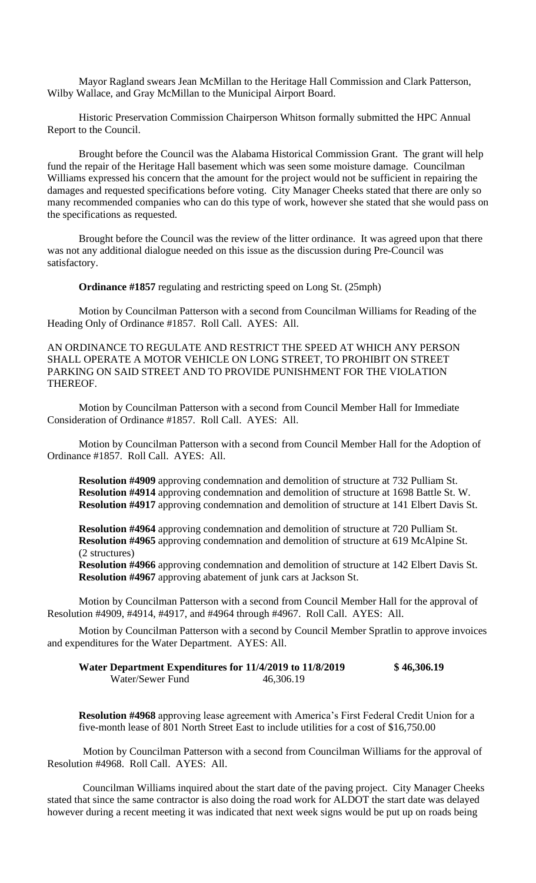Mayor Ragland swears Jean McMillan to the Heritage Hall Commission and Clark Patterson, Wilby Wallace, and Gray McMillan to the Municipal Airport Board.

Historic Preservation Commission Chairperson Whitson formally submitted the HPC Annual Report to the Council.

Brought before the Council was the Alabama Historical Commission Grant. The grant will help fund the repair of the Heritage Hall basement which was seen some moisture damage. Councilman Williams expressed his concern that the amount for the project would not be sufficient in repairing the damages and requested specifications before voting. City Manager Cheeks stated that there are only so many recommended companies who can do this type of work, however she stated that she would pass on the specifications as requested.

Brought before the Council was the review of the litter ordinance. It was agreed upon that there was not any additional dialogue needed on this issue as the discussion during Pre-Council was satisfactory.

**Ordinance #1857** regulating and restricting speed on Long St. (25mph)

Motion by Councilman Patterson with a second from Councilman Williams for Reading of the Heading Only of Ordinance #1857. Roll Call. AYES: All.

AN ORDINANCE TO REGULATE AND RESTRICT THE SPEED AT WHICH ANY PERSON SHALL OPERATE A MOTOR VEHICLE ON LONG STREET, TO PROHIBIT ON STREET PARKING ON SAID STREET AND TO PROVIDE PUNISHMENT FOR THE VIOLATION THEREOF.

Motion by Councilman Patterson with a second from Council Member Hall for Immediate Consideration of Ordinance #1857. Roll Call. AYES: All.

Motion by Councilman Patterson with a second from Council Member Hall for the Adoption of Ordinance #1857. Roll Call. AYES: All.

**Resolution #4909** approving condemnation and demolition of structure at 732 Pulliam St.
**Resolution #4914** approving condemnation and demolition of structure at 1698 Battle St. W.
**Resolution #4917** approving condemnation and demolition of structure at 141 Elbert Davis St.

**Resolution #4964** approving condemnation and demolition of structure at 720 Pulliam St.
**Resolution #4965** approving condemnation and demolition of structure at 619 McAlpine St. (2 structures)
**Resolution #4966** approving condemnation and demolition of structure at 142 Elbert Davis St.
**Resolution #4967** approving abatement of junk cars at Jackson St.

Motion by Councilman Patterson with a second from Council Member Hall for the approval of Resolution #4909, #4914, #4917, and #4964 through #4967. Roll Call. AYES: All.

Motion by Councilman Patterson with a second by Council Member Spratlin to approve invoices and expenditures for the Water Department. AYES: All.

**Water Department Expenditures for 11/4/2019 to 11/8/2019** **$ 46,306.19**
Water/Sewer Fund 46,306.19

**Resolution #4968** approving lease agreement with America's First Federal Credit Union for a five-month lease of 801 North Street East to include utilities for a cost of $16,750.00

Motion by Councilman Patterson with a second from Councilman Williams for the approval of Resolution #4968. Roll Call. AYES: All.

Councilman Williams inquired about the start date of the paving project. City Manager Cheeks stated that since the same contractor is also doing the road work for ALDOT the start date was delayed however during a recent meeting it was indicated that next week signs would be put up on roads being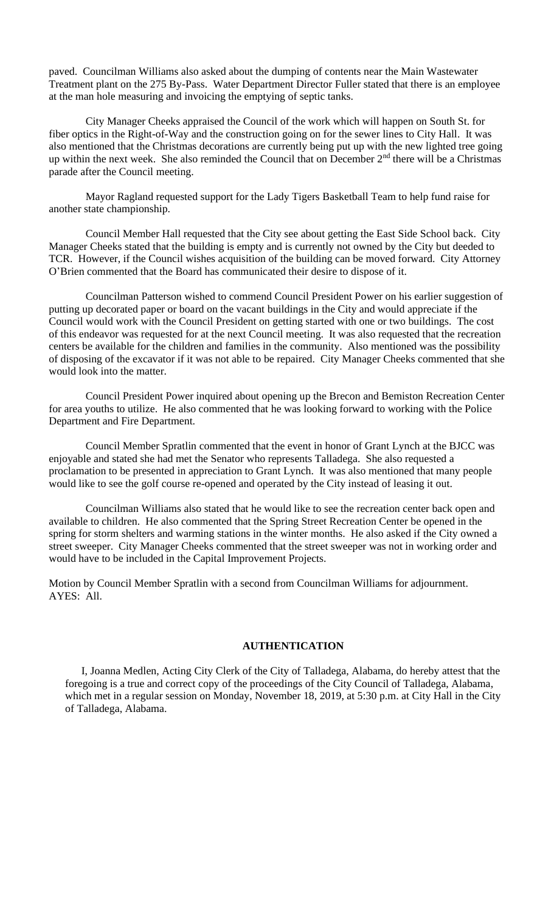paved. Councilman Williams also asked about the dumping of contents near the Main Wastewater Treatment plant on the 275 By-Pass. Water Department Director Fuller stated that there is an employee at the man hole measuring and invoicing the emptying of septic tanks.

City Manager Cheeks appraised the Council of the work which will happen on South St. for fiber optics in the Right-of-Way and the construction going on for the sewer lines to City Hall. It was also mentioned that the Christmas decorations are currently being put up with the new lighted tree going up within the next week. She also reminded the Council that on December 2nd there will be a Christmas parade after the Council meeting.

Mayor Ragland requested support for the Lady Tigers Basketball Team to help fund raise for another state championship.

Council Member Hall requested that the City see about getting the East Side School back. City Manager Cheeks stated that the building is empty and is currently not owned by the City but deeded to TCR. However, if the Council wishes acquisition of the building can be moved forward. City Attorney O'Brien commented that the Board has communicated their desire to dispose of it.

Councilman Patterson wished to commend Council President Power on his earlier suggestion of putting up decorated paper or board on the vacant buildings in the City and would appreciate if the Council would work with the Council President on getting started with one or two buildings. The cost of this endeavor was requested for at the next Council meeting. It was also requested that the recreation centers be available for the children and families in the community. Also mentioned was the possibility of disposing of the excavator if it was not able to be repaired. City Manager Cheeks commented that she would look into the matter.

Council President Power inquired about opening up the Brecon and Bemiston Recreation Center for area youths to utilize. He also commented that he was looking forward to working with the Police Department and Fire Department.

Council Member Spratlin commented that the event in honor of Grant Lynch at the BJCC was enjoyable and stated she had met the Senator who represents Talladega. She also requested a proclamation to be presented in appreciation to Grant Lynch. It was also mentioned that many people would like to see the golf course re-opened and operated by the City instead of leasing it out.

Councilman Williams also stated that he would like to see the recreation center back open and available to children. He also commented that the Spring Street Recreation Center be opened in the spring for storm shelters and warming stations in the winter months. He also asked if the City owned a street sweeper. City Manager Cheeks commented that the street sweeper was not in working order and would have to be included in the Capital Improvement Projects.

Motion by Council Member Spratlin with a second from Councilman Williams for adjournment.
AYES: All.

**AUTHENTICATION**

I, Joanna Medlen, Acting City Clerk of the City of Talladega, Alabama, do hereby attest that the foregoing is a true and correct copy of the proceedings of the City Council of Talladega, Alabama, which met in a regular session on Monday, November 18, 2019, at 5:30 p.m. at City Hall in the City of Talladega, Alabama.